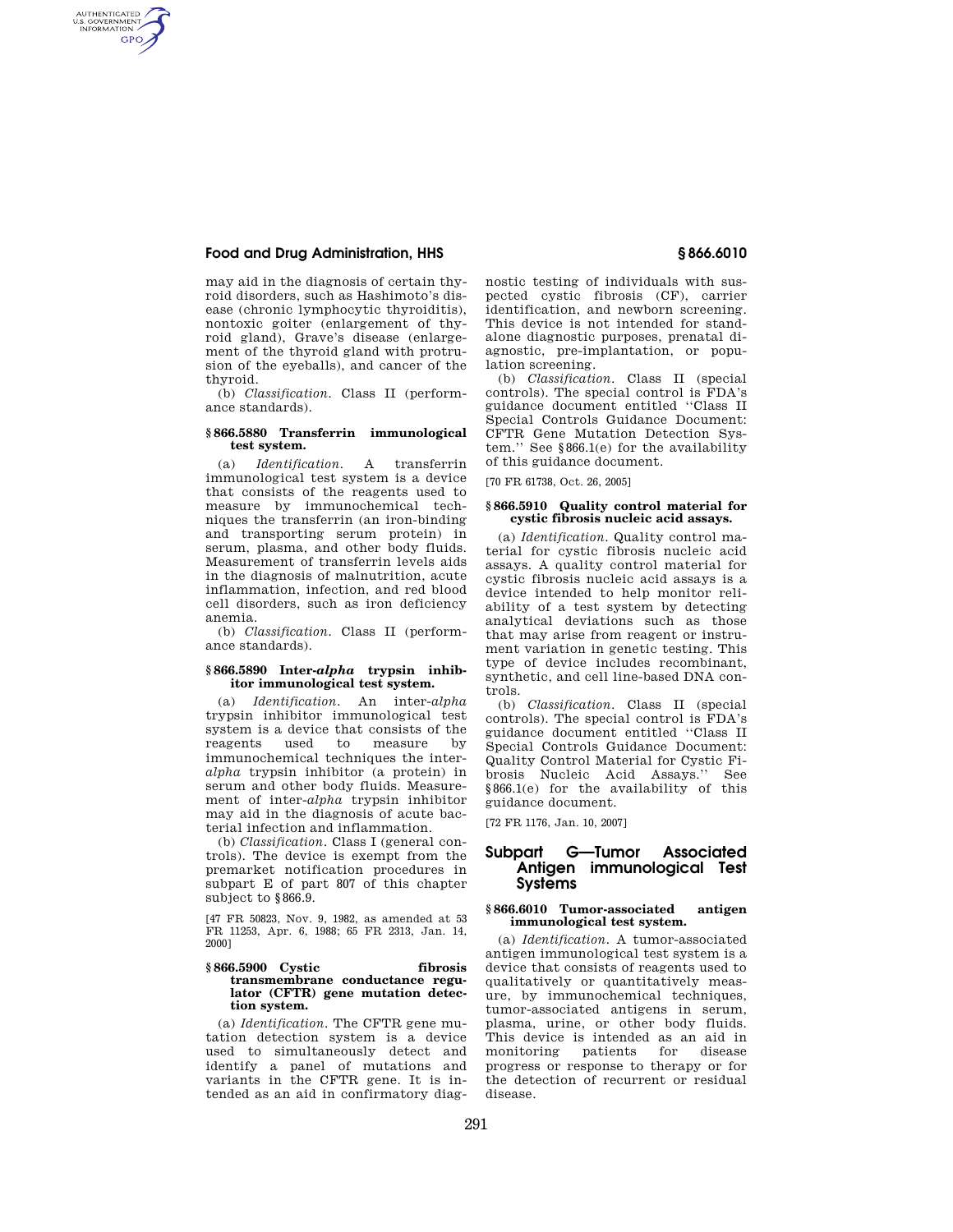may aid in the diagnosis of certain thyroid disorders, such as Hashimoto's disease (chronic lymphocytic thyroiditis), nontoxic goiter (enlargement of thyroid gland), Grave's disease (enlargement of the thyroid gland with protrusion of the eyeballs), and cancer of the thyroid.

(b) *Classification.* Class II (performance standards).

#### § 866.5880 Transferrin immunological test system.

(a) *Identification.* A transferrin immunological test system is a device that consists of the reagents used to measure by immunochemical techniques the transferrin (an iron-binding and transporting serum protein) in serum, plasma, and other body fluids. Measurement of transferrin levels aids in the diagnosis of malnutrition, acute inflammation, infection, and red blood cell disorders, such as iron deficiency anemia.

(b) *Classification.* Class II (performance standards).

#### § 866.5890 Inter-*alpha* trypsin inhibitor immunological test system.

(a) *Identification.* An inter-*alpha* trypsin inhibitor immunological test system is a device that consists of the reagents used to measure by immunochemical techniques the inter-*alpha* trypsin inhibitor (a protein) in serum and other body fluids. Measurement of inter-*alpha* trypsin inhibitor may aid in the diagnosis of acute bacterial infection and inflammation.

(b) *Classification.* Class I (general controls). The device is exempt from the premarket notification procedures in subpart E of part 807 of this chapter subject to §866.9.

[47 FR 50823, Nov. 9, 1982, as amended at 53 FR 11253, Apr. 6, 1988; 65 FR 2313, Jan. 14, 2000]

#### § 866.5900 Cystic fibrosis transmembrane conductance regulator (CFTR) gene mutation detection system.

(a) *Identification.* The CFTR gene mutation detection system is a device used to simultaneously detect and identify a panel of mutations and variants in the CFTR gene. It is intended as an aid in confirmatory diagnostic testing of individuals with suspected cystic fibrosis (CF), carrier identification, and newborn screening. This device is not intended for stand-alone diagnostic purposes, prenatal diagnostic, pre-implantation, or population screening.

(b) *Classification.* Class II (special controls). The special control is FDA's guidance document entitled "Class II Special Controls Guidance Document: CFTR Gene Mutation Detection System." See §866.1(e) for the availability of this guidance document.

[70 FR 61738, Oct. 26, 2005]

#### § 866.5910 Quality control material for cystic fibrosis nucleic acid assays.

(a) *Identification.* Quality control material for cystic fibrosis nucleic acid assays. A quality control material for cystic fibrosis nucleic acid assays is a device intended to help monitor reliability of a test system by detecting analytical deviations such as those that may arise from reagent or instrument variation in genetic testing. This type of device includes recombinant, synthetic, and cell line-based DNA controls.

(b) *Classification.* Class II (special controls). The special control is FDA's guidance document entitled "Class II Special Controls Guidance Document: Quality Control Material for Cystic Fibrosis Nucleic Acid Assays." See §866.1(e) for the availability of this guidance document.

[72 FR 1176, Jan. 10, 2007]

## Subpart G—Tumor Associated Antigen immunological Test Systems

#### § 866.6010 Tumor-associated antigen immunological test system.

(a) *Identification.* A tumor-associated antigen immunological test system is a device that consists of reagents used to qualitatively or quantitatively measure, by immunochemical techniques, tumor-associated antigens in serum, plasma, urine, or other body fluids. This device is intended as an aid in monitoring patients for disease progress or response to therapy or for the detection of recurrent or residual disease.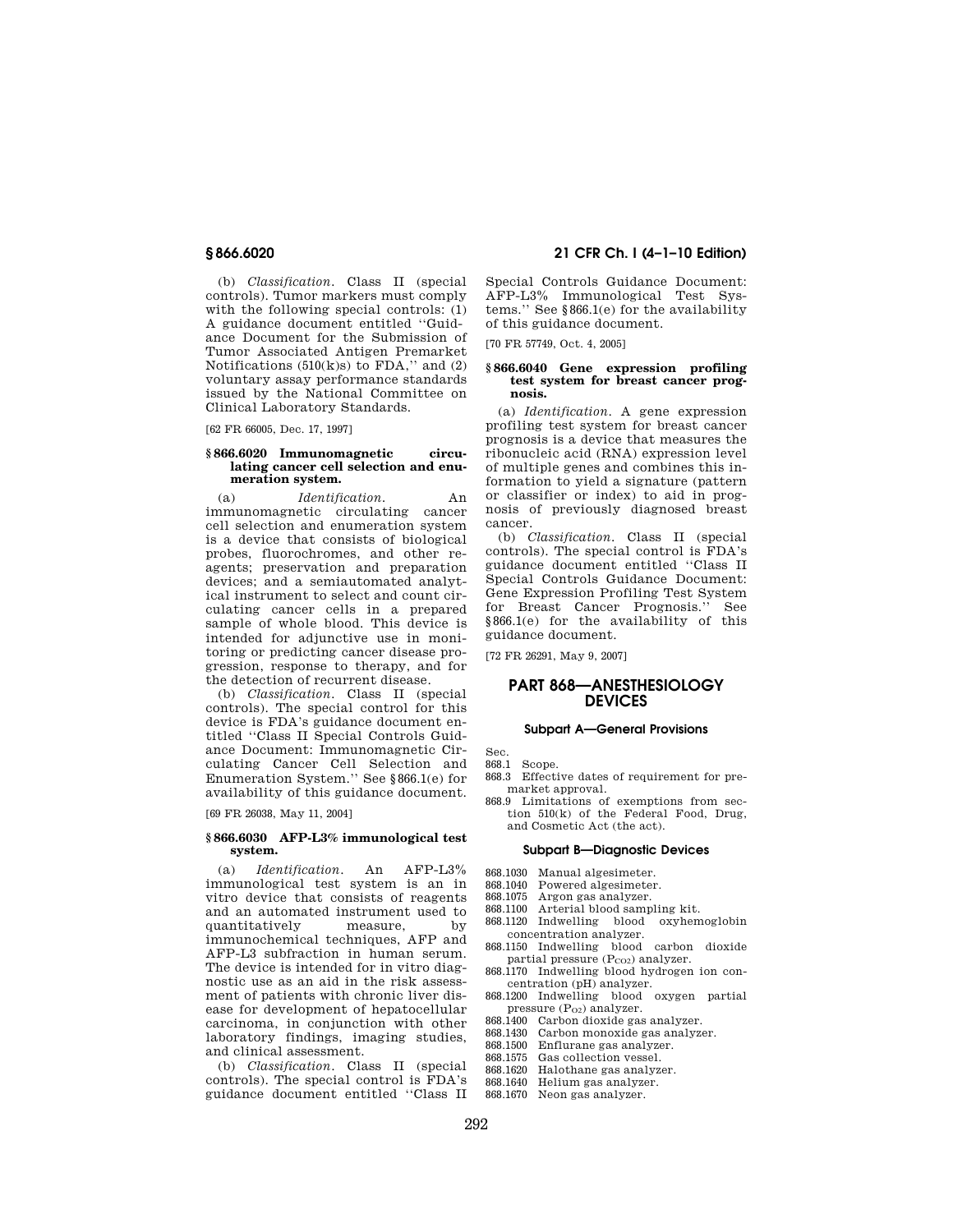(b) *Classification*. Class II (special controls). Tumor markers must comply with the following special controls: (1) A guidance document entitled ''Guidance Document for the Submission of Tumor Associated Antigen Premarket Notifications (510(k)s) to FDA,'' and (2) voluntary assay performance standards issued by the National Committee on Clinical Laboratory Standards.

[62 FR 66005, Dec. 17, 1997]

### § 866.6020 Immunomagnetic circulating cancer cell selection and enumeration system.

(a) *Identification*. An immunomagnetic circulating cancer cell selection and enumeration system is a device that consists of biological probes, fluorochromes, and other reagents; preservation and preparation devices; and a semiautomated analytical instrument to select and count circulating cancer cells in a prepared sample of whole blood. This device is intended for adjunctive use in monitoring or predicting cancer disease progression, response to therapy, and for the detection of recurrent disease.

(b) *Classification*. Class II (special controls). The special control for this device is FDA's guidance document entitled ''Class II Special Controls Guidance Document: Immunomagnetic Circulating Cancer Cell Selection and Enumeration System.'' See § 866.1(e) for availability of this guidance document.

[69 FR 26038, May 11, 2004]

### § 866.6030 AFP-L3% immunological test system.

(a) *Identification*. An AFP-L3% immunological test system is an in vitro device that consists of reagents and an automated instrument used to quantitatively measure, by immunochemical techniques, AFP and AFP-L3 subfraction in human serum. The device is intended for in vitro diagnostic use as an aid in the risk assessment of patients with chronic liver disease for development of hepatocellular carcinoma, in conjunction with other laboratory findings, imaging studies, and clinical assessment.

(b) *Classification*. Class II (special controls). The special control is FDA's guidance document entitled ''Class II Special Controls Guidance Document: AFP-L3% Immunological Test Systems.'' See § 866.1(e) for the availability of this guidance document.

[70 FR 57749, Oct. 4, 2005]

### § 866.6040 Gene expression profiling test system for breast cancer prognosis.

(a) *Identification*. A gene expression profiling test system for breast cancer prognosis is a device that measures the ribonucleic acid (RNA) expression level of multiple genes and combines this information to yield a signature (pattern or classifier or index) to aid in prognosis of previously diagnosed breast cancer.

(b) *Classification*. Class II (special controls). The special control is FDA's guidance document entitled ''Class II Special Controls Guidance Document: Gene Expression Profiling Test System for Breast Cancer Prognosis.'' See § 866.1(e) for the availability of this guidance document.

[72 FR 26291, May 9, 2007]

# PART 868—ANESTHESIOLOGY DEVICES

## Subpart A—General Provisions

Sec.
868.1 Scope.
868.3 Effective dates of requirement for premarket approval.
868.9 Limitations of exemptions from section 510(k) of the Federal Food, Drug, and Cosmetic Act (the act).

## Subpart B—Diagnostic Devices

868.1030 Manual algesimeter.
868.1040 Powered algesimeter.
868.1075 Argon gas analyzer.
868.1100 Arterial blood sampling kit.
868.1120 Indwelling blood oxyhemoglobin concentration analyzer.
868.1150 Indwelling blood carbon dioxide partial pressure ($P_{CO2}$) analyzer.
868.1170 Indwelling blood hydrogen ion concentration (pH) analyzer.
868.1200 Indwelling blood oxygen partial pressure ($P_{O2}$) analyzer.
868.1400 Carbon dioxide gas analyzer.
868.1430 Carbon monoxide gas analyzer.
868.1500 Enflurane gas analyzer.
868.1575 Gas collection vessel.
868.1620 Halothane gas analyzer.
868.1640 Helium gas analyzer.
868.1670 Neon gas analyzer.